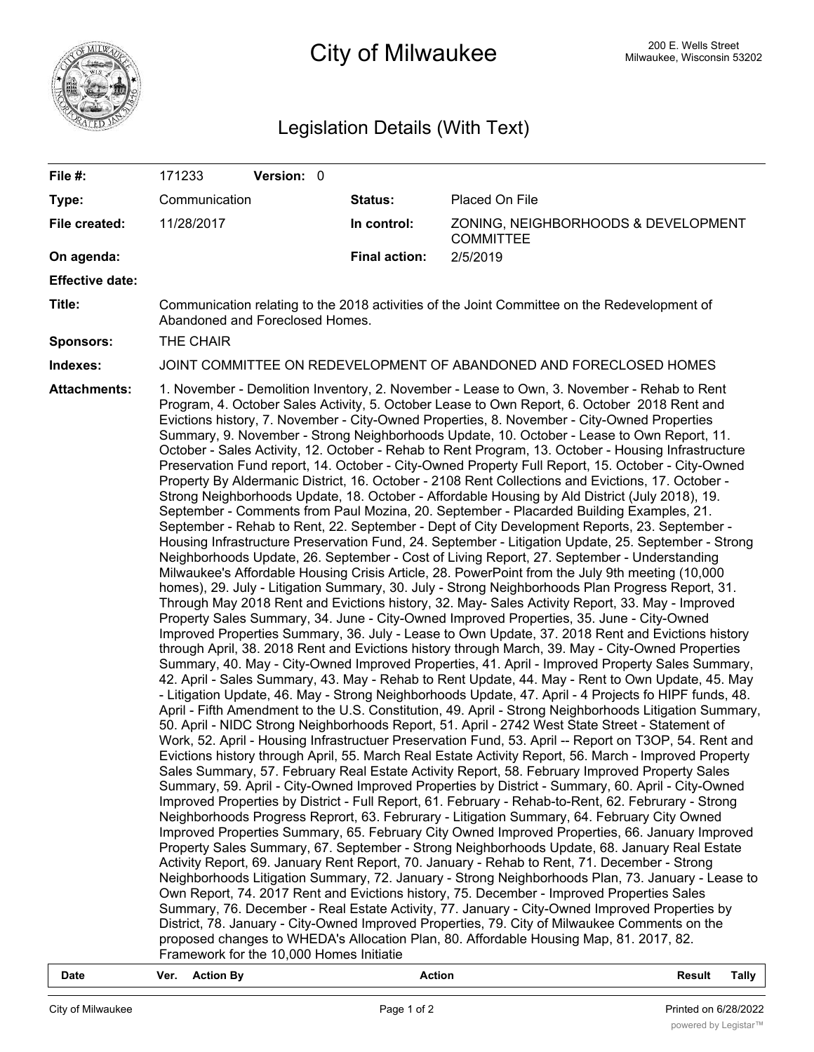# City of Milwaukee

200 E. Wells Street
Milwaukee, Wisconsin 53202

## Legislation Details (With Text)

| | | | |
|---|---|---|---|
| **File #:** | 171233 **Version:** 0 | | |
| **Type:** | Communication | **Status:** | Placed On File |
| **File created:** | 11/28/2017 | **In control:** | ZONING, NEIGHBORHOODS & DEVELOPMENT COMMITTEE |
| **On agenda:** | | **Final action:** | 2/5/2019 |
| **Effective date:** | | | |

**Title:** Communication relating to the 2018 activities of the Joint Committee on the Redevelopment of Abandoned and Foreclosed Homes.

**Sponsors:** THE CHAIR

**Indexes:** JOINT COMMITTEE ON REDEVELOPMENT OF ABANDONED AND FORECLOSED HOMES

**Attachments:** 1. November - Demolition Inventory, 2. November - Lease to Own, 3. November - Rehab to Rent Program, 4. October Sales Activity, 5. October Lease to Own Report, 6. October 2018 Rent and Evictions history, 7. November - City-Owned Properties, 8. November - City-Owned Properties Summary, 9. November - Strong Neighborhoods Update, 10. October - Lease to Own Report, 11. October - Sales Activity, 12. October - Rehab to Rent Program, 13. October - Housing Infrastructure Preservation Fund report, 14. October - City-Owned Property Full Report, 15. October - City-Owned Property By Aldermanic District, 16. October - 2108 Rent Collections and Evictions, 17. October - Strong Neighborhoods Update, 18. October - Affordable Housing by Ald District (July 2018), 19. September - Comments from Paul Mozina, 20. September - Placarded Building Examples, 21. September - Rehab to Rent, 22. September - Dept of City Development Reports, 23. September - Housing Infrastructure Preservation Fund, 24. September - Litigation Update, 25. September - Strong Neighborhoods Update, 26. September - Cost of Living Report, 27. September - Understanding Milwaukee's Affordable Housing Crisis Article, 28. PowerPoint from the July 9th meeting (10,000 homes), 29. July - Litigation Summary, 30. July - Strong Neighborhoods Plan Progress Report, 31. Through May 2018 Rent and Evictions history, 32. May- Sales Activity Report, 33. May - Improved Property Sales Summary, 34. June - City-Owned Improved Properties, 35. June - City-Owned Improved Properties Summary, 36. July - Lease to Own Update, 37. 2018 Rent and Evictions history through April, 38. 2018 Rent and Evictions history through March, 39. May - City-Owned Properties Summary, 40. May - City-Owned Improved Properties, 41. April - Improved Property Sales Summary, 42. April - Sales Summary, 43. May - Rehab to Rent Update, 44. May - Rent to Own Update, 45. May - Litigation Update, 46. May - Strong Neighborhoods Update, 47. April - 4 Projects fo HIPF funds, 48. April - Fifth Amendment to the U.S. Constitution, 49. April - Strong Neighborhoods Litigation Summary, 50. April - NIDC Strong Neighborhoods Report, 51. April - 2742 West State Street - Statement of Work, 52. April - Housing Infrastructuer Preservation Fund, 53. April -- Report on T3OP, 54. Rent and Evictions history through April, 55. March Real Estate Activity Report, 56. March - Improved Property Sales Summary, 57. February Real Estate Activity Report, 58. February Improved Property Sales Summary, 59. April - City-Owned Improved Properties by District - Summary, 60. April - City-Owned Improved Properties by District - Full Report, 61. February - Rehab-to-Rent, 62. Februrary - Strong Neighborhoods Progress Reprort, 63. Februrary - Litigation Summary, 64. February City Owned Improved Properties Summary, 65. February City Owned Improved Properties, 66. January Improved Property Sales Summary, 67. September - Strong Neighborhoods Update, 68. January Real Estate Activity Report, 69. January Rent Report, 70. January - Rehab to Rent, 71. December - Strong Neighborhoods Litigation Summary, 72. January - Strong Neighborhoods Plan, 73. January - Lease to Own Report, 74. 2017 Rent and Evictions history, 75. December - Improved Properties Sales Summary, 76. December - Real Estate Activity, 77. January - City-Owned Improved Properties by District, 78. January - City-Owned Improved Properties, 79. City of Milwaukee Comments on the proposed changes to WHEDA's Allocation Plan, 80. Affordable Housing Map, 81. 2017, 82. Framework for the 10,000 Homes Initiatie

| Date | Ver. | Action By | Action | Result | Tally |
|---|---|---|---|---|---|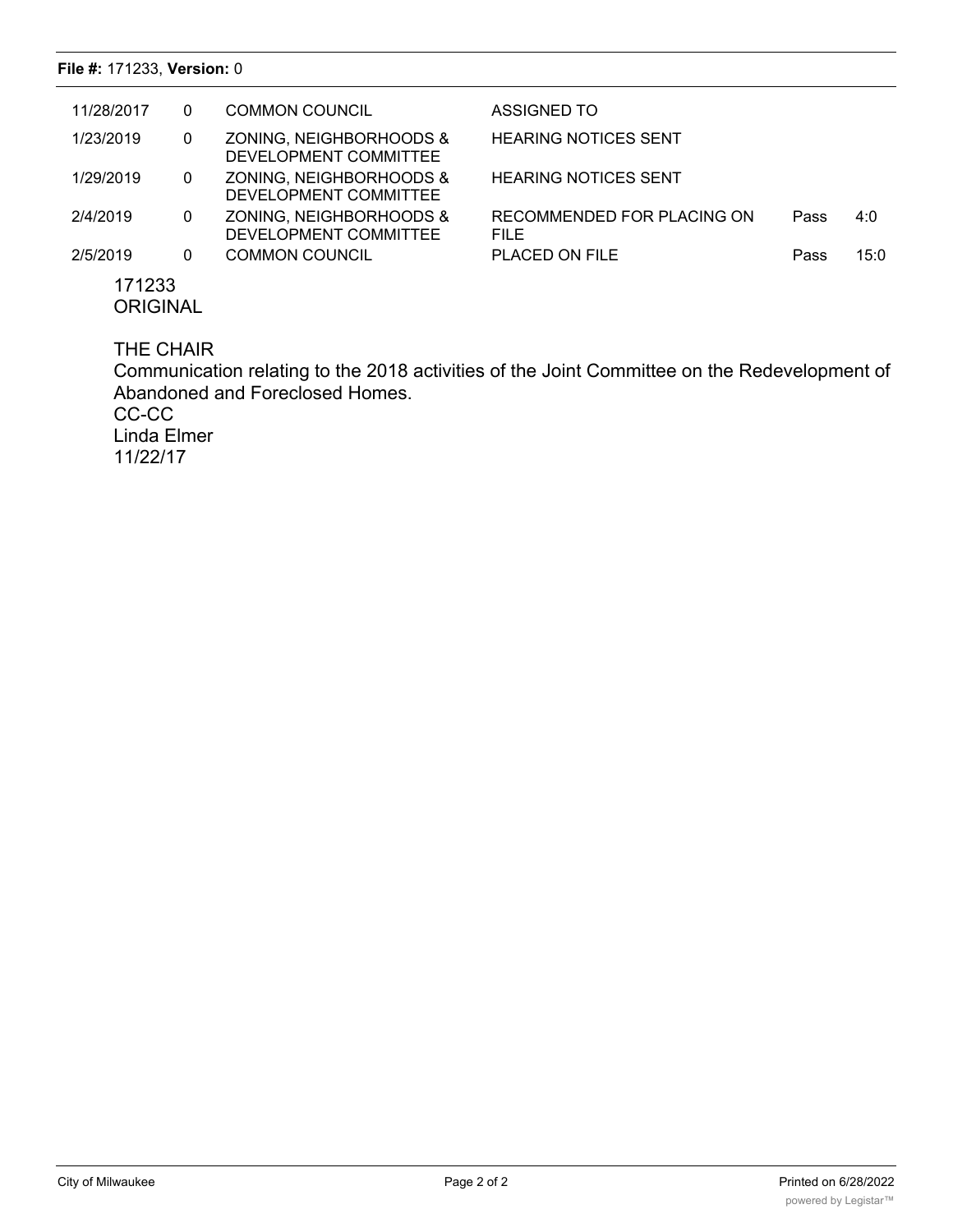**File #:** 171233, **Version:** 0

| | | | | | |
|---|---|---|---|---|---|
| 11/28/2017 | 0 | COMMON COUNCIL | ASSIGNED TO | | |
| 1/23/2019 | 0 | ZONING, NEIGHBORHOODS & DEVELOPMENT COMMITTEE | HEARING NOTICES SENT | | |
| 1/29/2019 | 0 | ZONING, NEIGHBORHOODS & DEVELOPMENT COMMITTEE | HEARING NOTICES SENT | | |
| 2/4/2019 | 0 | ZONING, NEIGHBORHOODS & DEVELOPMENT COMMITTEE | RECOMMENDED FOR PLACING ON FILE | Pass | 4:0 |
| 2/5/2019 | 0 | COMMON COUNCIL | PLACED ON FILE | Pass | 15:0 |

171233
ORIGINAL

THE CHAIR
Communication relating to the 2018 activities of the Joint Committee on the Redevelopment of Abandoned and Foreclosed Homes.
CC-CC
Linda Elmer
11/22/17